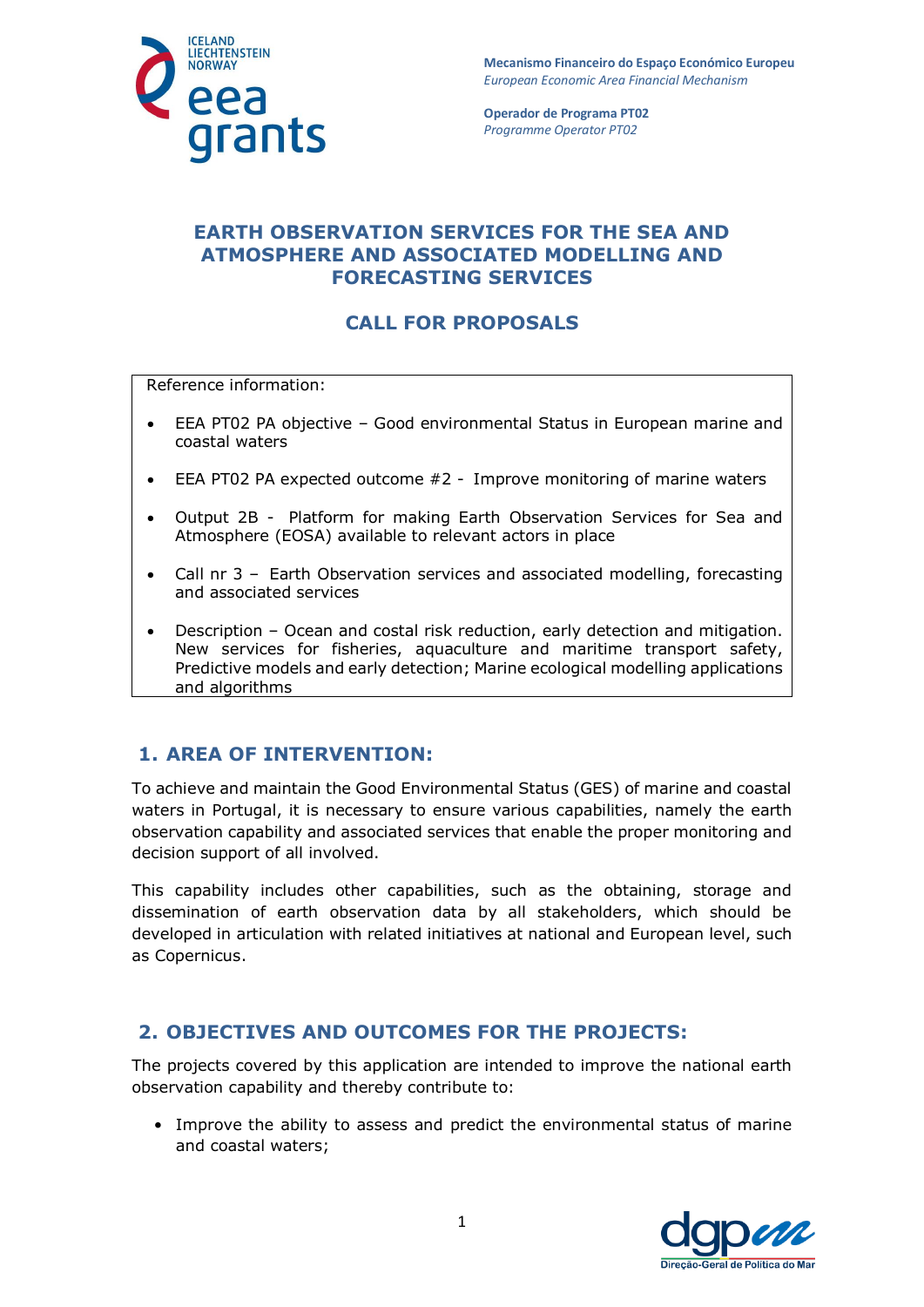Mecanismo Financeiro do Espaço Económico Europeu
*European Economic Area Financial Mechanism*

Operador de Programa PT02
*Programme Operator PT02*

# EARTH OBSERVATION SERVICES FOR THE SEA AND ATMOSPHERE AND ASSOCIATED MODELLING AND FORECASTING SERVICES

## CALL FOR PROPOSALS

Reference information:

- EEA PT02 PA objective – Good environmental Status in European marine and coastal waters
- EEA PT02 PA expected outcome #2 - Improve monitoring of marine waters
- Output 2B - Platform for making Earth Observation Services for Sea and Atmosphere (EOSA) available to relevant actors in place
- Call nr 3 – Earth Observation services and associated modelling, forecasting and associated services
- Description – Ocean and costal risk reduction, early detection and mitigation. New services for fisheries, aquaculture and maritime transport safety, Predictive models and early detection; Marine ecological modelling applications and algorithms

## 1. AREA OF INTERVENTION:

To achieve and maintain the Good Environmental Status (GES) of marine and coastal waters in Portugal, it is necessary to ensure various capabilities, namely the earth observation capability and associated services that enable the proper monitoring and decision support of all involved.

This capability includes other capabilities, such as the obtaining, storage and dissemination of earth observation data by all stakeholders, which should be developed in articulation with related initiatives at national and European level, such as Copernicus.

## 2. OBJECTIVES AND OUTCOMES FOR THE PROJECTS:

The projects covered by this application are intended to improve the national earth observation capability and thereby contribute to:

- Improve the ability to assess and predict the environmental status of marine and coastal waters;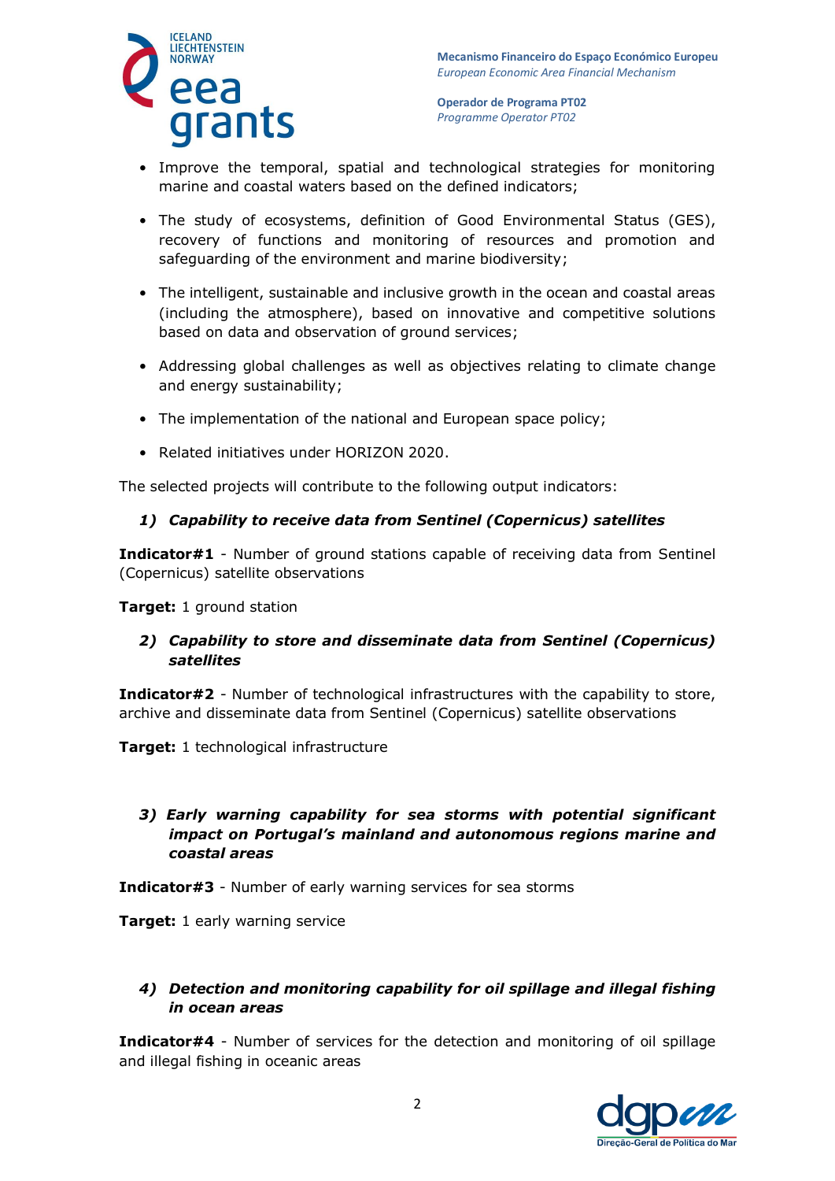- Improve the temporal, spatial and technological strategies for monitoring marine and coastal waters based on the defined indicators;
- The study of ecosystems, definition of Good Environmental Status (GES), recovery of functions and monitoring of resources and promotion and safeguarding of the environment and marine biodiversity;
- The intelligent, sustainable and inclusive growth in the ocean and coastal areas (including the atmosphere), based on innovative and competitive solutions based on data and observation of ground services;
- Addressing global challenges as well as objectives relating to climate change and energy sustainability;
- The implementation of the national and European space policy;
- Related initiatives under HORIZON 2020.

The selected projects will contribute to the following output indicators:

***1) Capability to receive data from Sentinel (Copernicus) satellites***

**Indicator#1** - Number of ground stations capable of receiving data from Sentinel (Copernicus) satellite observations

**Target:** 1 ground station

***2) Capability to store and disseminate data from Sentinel (Copernicus) satellites***

**Indicator#2** - Number of technological infrastructures with the capability to store, archive and disseminate data from Sentinel (Copernicus) satellite observations

**Target:** 1 technological infrastructure

***3) Early warning capability for sea storms with potential significant impact on Portugal's mainland and autonomous regions marine and coastal areas***

**Indicator#3** - Number of early warning services for sea storms

**Target:** 1 early warning service

***4) Detection and monitoring capability for oil spillage and illegal fishing in ocean areas***

**Indicator#4** - Number of services for the detection and monitoring of oil spillage and illegal fishing in oceanic areas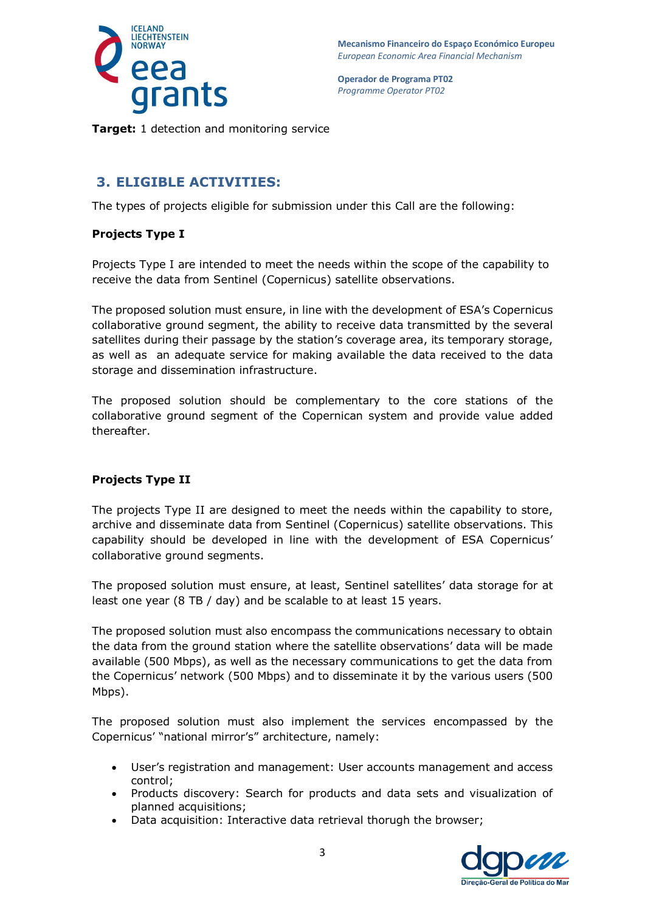**Target:** 1 detection and monitoring service

## 3. ELIGIBLE ACTIVITIES:

The types of projects eligible for submission under this Call are the following:

**Projects Type I**

Projects Type I are intended to meet the needs within the scope of the capability to receive the data from Sentinel (Copernicus) satellite observations.

The proposed solution must ensure, in line with the development of ESA's Copernicus collaborative ground segment, the ability to receive data transmitted by the several satellites during their passage by the station's coverage area, its temporary storage, as well as an adequate service for making available the data received to the data storage and dissemination infrastructure.

The proposed solution should be complementary to the core stations of the collaborative ground segment of the Copernican system and provide value added thereafter.

**Projects Type II**

The projects Type II are designed to meet the needs within the capability to store, archive and disseminate data from Sentinel (Copernicus) satellite observations. This capability should be developed in line with the development of ESA Copernicus' collaborative ground segments.

The proposed solution must ensure, at least, Sentinel satellites' data storage for at least one year (8 TB / day) and be scalable to at least 15 years.

The proposed solution must also encompass the communications necessary to obtain the data from the ground station where the satellite observations' data will be made available (500 Mbps), as well as the necessary communications to get the data from the Copernicus' network (500 Mbps) and to disseminate it by the various users (500 Mbps).

The proposed solution must also implement the services encompassed by the Copernicus' "national mirror's" architecture, namely:

- User's registration and management: User accounts management and access control;
- Products discovery: Search for products and data sets and visualization of planned acquisitions;
- Data acquisition: Interactive data retrieval thorugh the browser;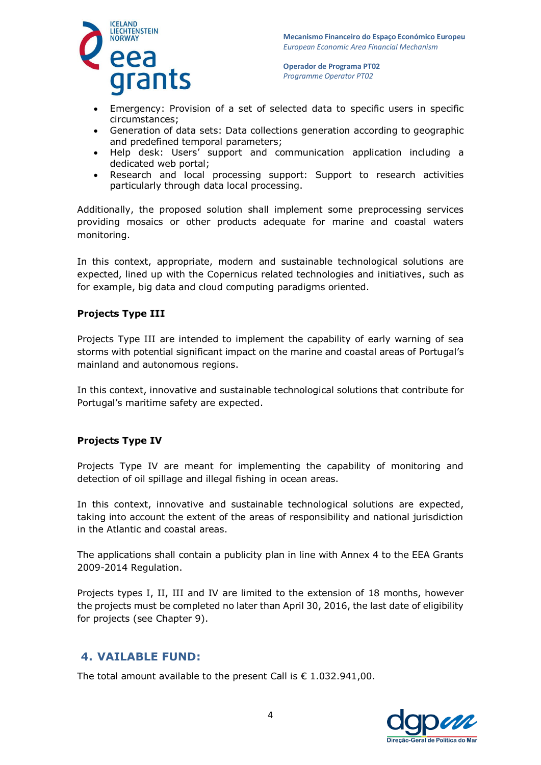- Emergency: Provision of a set of selected data to specific users in specific circumstances;
- Generation of data sets: Data collections generation according to geographic and predefined temporal parameters;
- Help desk: Users' support and communication application including a dedicated web portal;
- Research and local processing support: Support to research activities particularly through data local processing.

Additionally, the proposed solution shall implement some preprocessing services providing mosaics or other products adequate for marine and coastal waters monitoring.

In this context, appropriate, modern and sustainable technological solutions are expected, lined up with the Copernicus related technologies and initiatives, such as for example, big data and cloud computing paradigms oriented.

**Projects Type III**

Projects Type III are intended to implement the capability of early warning of sea storms with potential significant impact on the marine and coastal areas of Portugal's mainland and autonomous regions.

In this context, innovative and sustainable technological solutions that contribute for Portugal's maritime safety are expected.

**Projects Type IV**

Projects Type IV are meant for implementing the capability of monitoring and detection of oil spillage and illegal fishing in ocean areas.

In this context, innovative and sustainable technological solutions are expected, taking into account the extent of the areas of responsibility and national jurisdiction in the Atlantic and coastal areas.

The applications shall contain a publicity plan in line with Annex 4 to the EEA Grants 2009-2014 Regulation.

Projects types I, II, III and IV are limited to the extension of 18 months, however the projects must be completed no later than April 30, 2016, the last date of eligibility for projects (see Chapter 9).

## 4. VAILABLE FUND:

The total amount available to the present Call is € 1.032.941,00.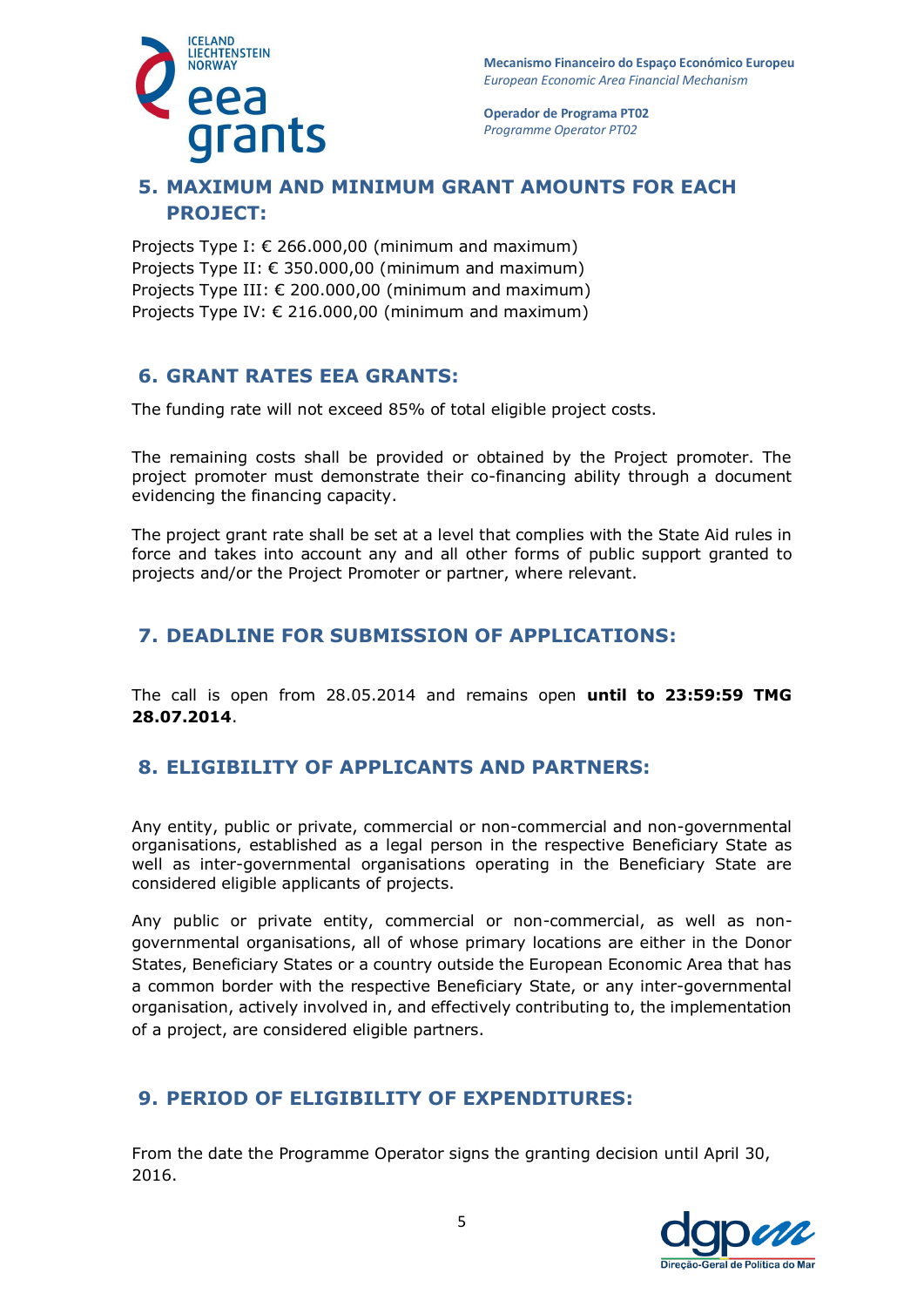## 5. MAXIMUM AND MINIMUM GRANT AMOUNTS FOR EACH PROJECT:

Projects Type I: € 266.000,00 (minimum and maximum)
Projects Type II: € 350.000,00 (minimum and maximum)
Projects Type III: € 200.000,00 (minimum and maximum)
Projects Type IV: € 216.000,00 (minimum and maximum)

## 6. GRANT RATES EEA GRANTS:

The funding rate will not exceed 85% of total eligible project costs.

The remaining costs shall be provided or obtained by the Project promoter. The project promoter must demonstrate their co-financing ability through a document evidencing the financing capacity.

The project grant rate shall be set at a level that complies with the State Aid rules in force and takes into account any and all other forms of public support granted to projects and/or the Project Promoter or partner, where relevant.

## 7. DEADLINE FOR SUBMISSION OF APPLICATIONS:

The call is open from 28.05.2014 and remains open **until to 23:59:59 TMG 28.07.2014**.

## 8. ELIGIBILITY OF APPLICANTS AND PARTNERS:

Any entity, public or private, commercial or non-commercial and non-governmental organisations, established as a legal person in the respective Beneficiary State as well as inter-governmental organisations operating in the Beneficiary State are considered eligible applicants of projects.

Any public or private entity, commercial or non-commercial, as well as non-governmental organisations, all of whose primary locations are either in the Donor States, Beneficiary States or a country outside the European Economic Area that has a common border with the respective Beneficiary State, or any inter-governmental organisation, actively involved in, and effectively contributing to, the implementation of a project, are considered eligible partners.

## 9. PERIOD OF ELIGIBILITY OF EXPENDITURES:

From the date the Programme Operator signs the granting decision until April 30, 2016.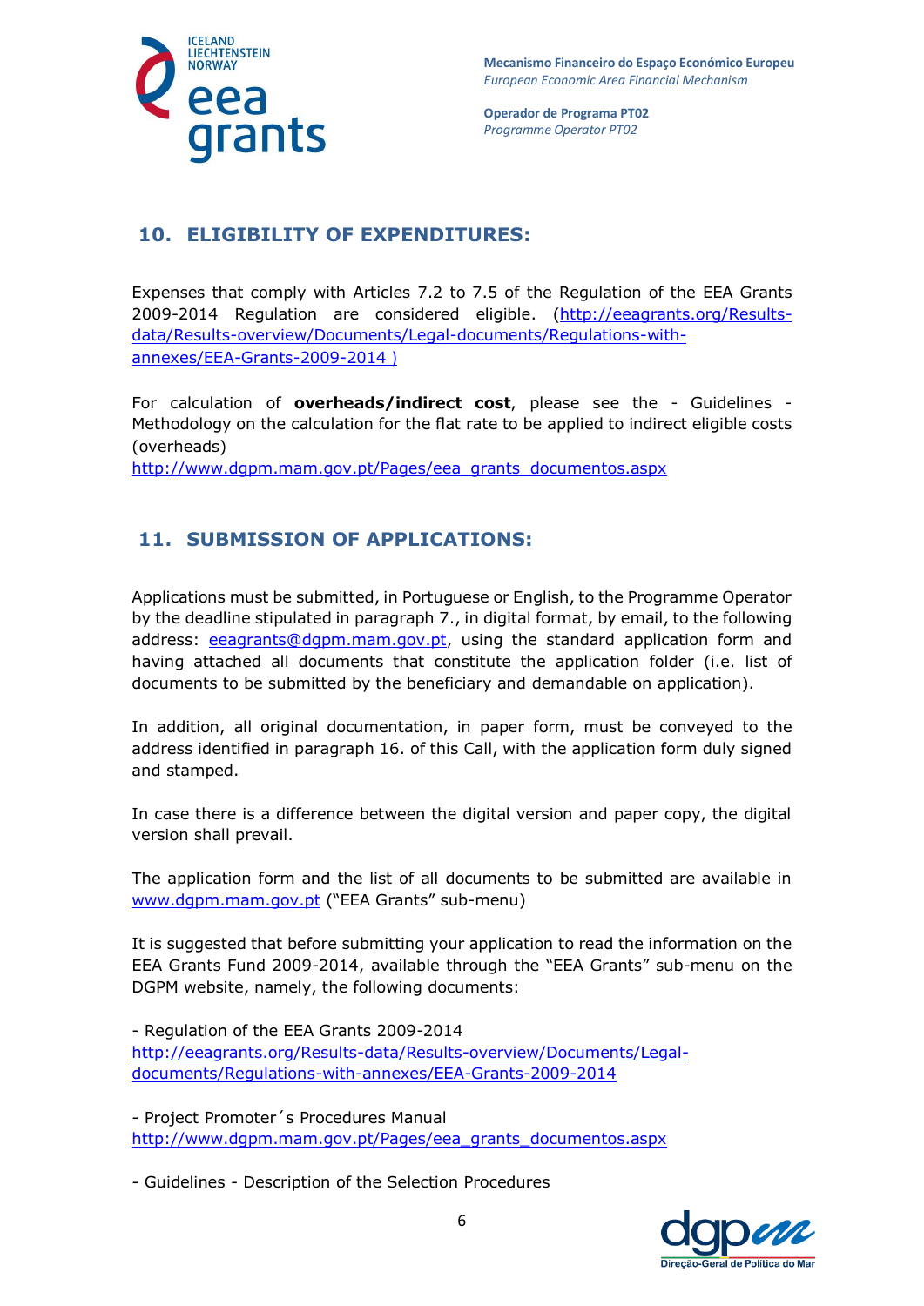## 10. ELIGIBILITY OF EXPENDITURES:

Expenses that comply with Articles 7.2 to 7.5 of the Regulation of the EEA Grants 2009-2014 Regulation are considered eligible. (http://eeagrants.org/Results-data/Results-overview/Documents/Legal-documents/Regulations-with-annexes/EEA-Grants-2009-2014 )

For calculation of **overheads/indirect cost**, please see the - Guidelines - Methodology on the calculation for the flat rate to be applied to indirect eligible costs (overheads)
http://www.dgpm.mam.gov.pt/Pages/eea_grants_documentos.aspx

## 11. SUBMISSION OF APPLICATIONS:

Applications must be submitted, in Portuguese or English, to the Programme Operator by the deadline stipulated in paragraph 7., in digital format, by email, to the following address: eeagrants@dgpm.mam.gov.pt, using the standard application form and having attached all documents that constitute the application folder (i.e. list of documents to be submitted by the beneficiary and demandable on application).

In addition, all original documentation, in paper form, must be conveyed to the address identified in paragraph 16. of this Call, with the application form duly signed and stamped.

In case there is a difference between the digital version and paper copy, the digital version shall prevail.

The application form and the list of all documents to be submitted are available in www.dgpm.mam.gov.pt ("EEA Grants" sub-menu)

It is suggested that before submitting your application to read the information on the EEA Grants Fund 2009-2014, available through the "EEA Grants" sub-menu on the DGPM website, namely, the following documents:

- Regulation of the EEA Grants 2009-2014
http://eeagrants.org/Results-data/Results-overview/Documents/Legal-documents/Regulations-with-annexes/EEA-Grants-2009-2014

- Project Promoter´s Procedures Manual
http://www.dgpm.mam.gov.pt/Pages/eea_grants_documentos.aspx

- Guidelines - Description of the Selection Procedures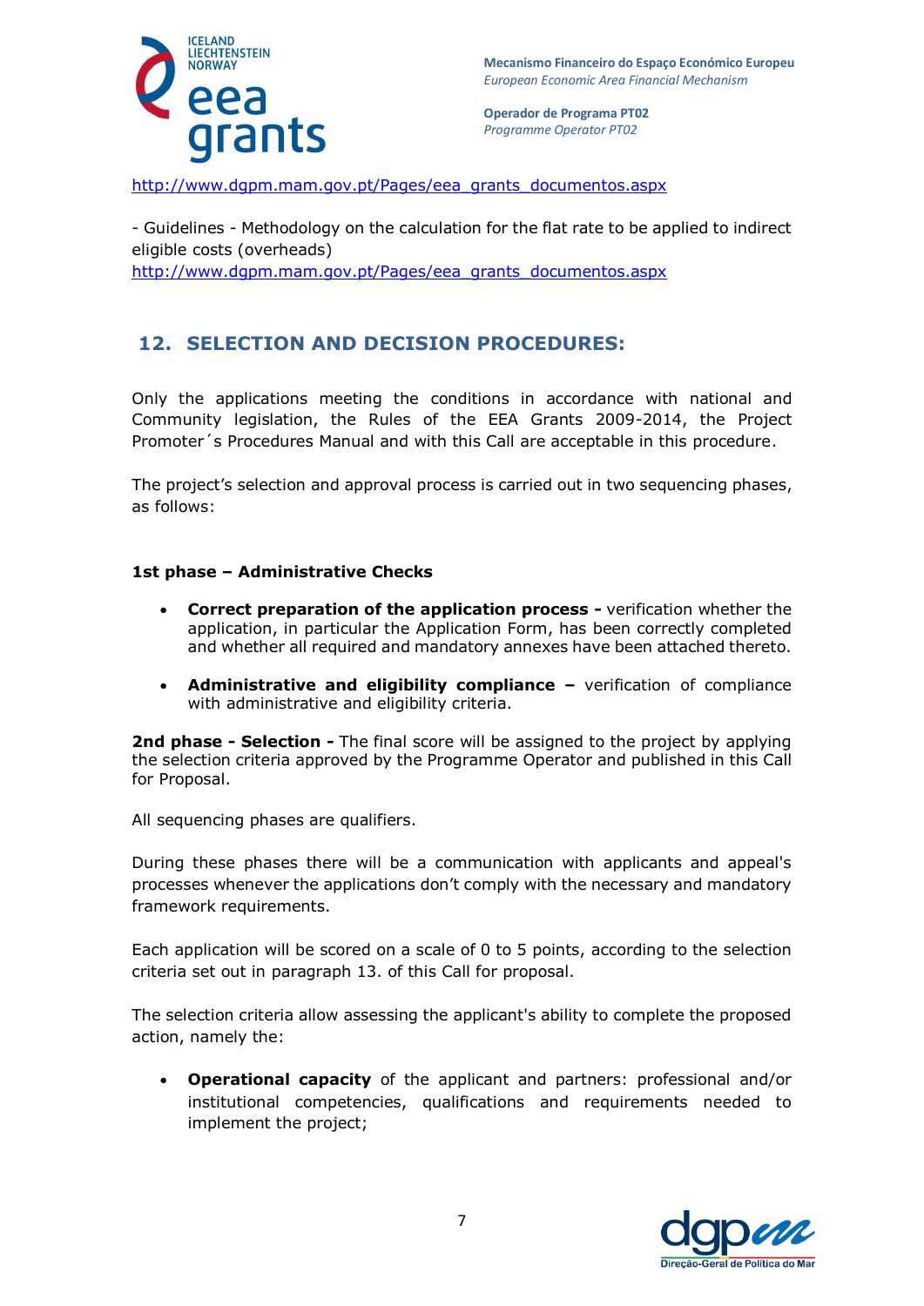http://www.dgpm.mam.gov.pt/Pages/eea_grants_documentos.aspx

- Guidelines - Methodology on the calculation for the flat rate to be applied to indirect eligible costs (overheads)
http://www.dgpm.mam.gov.pt/Pages/eea_grants_documentos.aspx

## 12. SELECTION AND DECISION PROCEDURES:

Only the applications meeting the conditions in accordance with national and Community legislation, the Rules of the EEA Grants 2009-2014, the Project Promoter´s Procedures Manual and with this Call are acceptable in this procedure.

The project's selection and approval process is carried out in two sequencing phases, as follows:

**1st phase – Administrative Checks**

- **Correct preparation of the application process -** verification whether the application, in particular the Application Form, has been correctly completed and whether all required and mandatory annexes have been attached thereto.
- **Administrative and eligibility compliance –** verification of compliance with administrative and eligibility criteria.

**2nd phase - Selection -** The final score will be assigned to the project by applying the selection criteria approved by the Programme Operator and published in this Call for Proposal.

All sequencing phases are qualifiers.

During these phases there will be a communication with applicants and appeal's processes whenever the applications don't comply with the necessary and mandatory framework requirements.

Each application will be scored on a scale of 0 to 5 points, according to the selection criteria set out in paragraph 13. of this Call for proposal.

The selection criteria allow assessing the applicant's ability to complete the proposed action, namely the:

- **Operational capacity** of the applicant and partners: professional and/or institutional competencies, qualifications and requirements needed to implement the project;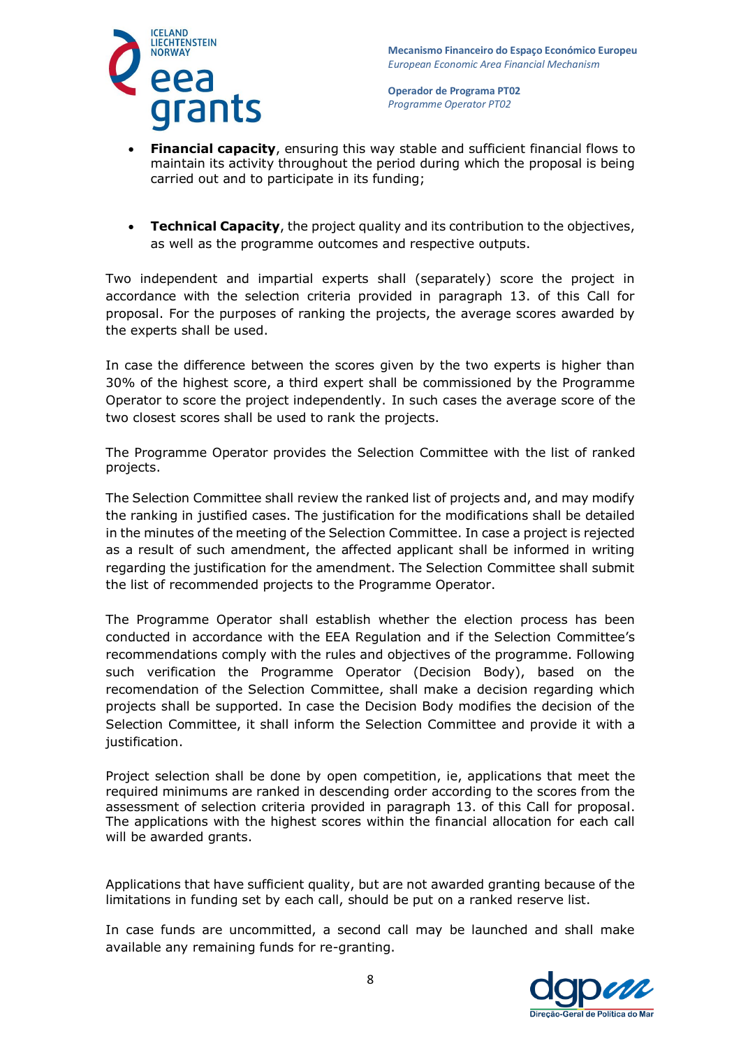- **Financial capacity**, ensuring this way stable and sufficient financial flows to maintain its activity throughout the period during which the proposal is being carried out and to participate in its funding;

- **Technical Capacity**, the project quality and its contribution to the objectives, as well as the programme outcomes and respective outputs.

Two independent and impartial experts shall (separately) score the project in accordance with the selection criteria provided in paragraph 13. of this Call for proposal. For the purposes of ranking the projects, the average scores awarded by the experts shall be used.

In case the difference between the scores given by the two experts is higher than 30% of the highest score, a third expert shall be commissioned by the Programme Operator to score the project independently. In such cases the average score of the two closest scores shall be used to rank the projects.

The Programme Operator provides the Selection Committee with the list of ranked projects.

The Selection Committee shall review the ranked list of projects and, and may modify the ranking in justified cases. The justification for the modifications shall be detailed in the minutes of the meeting of the Selection Committee. In case a project is rejected as a result of such amendment, the affected applicant shall be informed in writing regarding the justification for the amendment. The Selection Committee shall submit the list of recommended projects to the Programme Operator.

The Programme Operator shall establish whether the election process has been conducted in accordance with the EEA Regulation and if the Selection Committee's recommendations comply with the rules and objectives of the programme. Following such verification the Programme Operator (Decision Body), based on the recomendation of the Selection Committee, shall make a decision regarding which projects shall be supported. In case the Decision Body modifies the decision of the Selection Committee, it shall inform the Selection Committee and provide it with a justification.

Project selection shall be done by open competition, ie, applications that meet the required minimums are ranked in descending order according to the scores from the assessment of selection criteria provided in paragraph 13. of this Call for proposal. The applications with the highest scores within the financial allocation for each call will be awarded grants.

Applications that have sufficient quality, but are not awarded granting because of the limitations in funding set by each call, should be put on a ranked reserve list.

In case funds are uncommitted, a second call may be launched and shall make available any remaining funds for re-granting.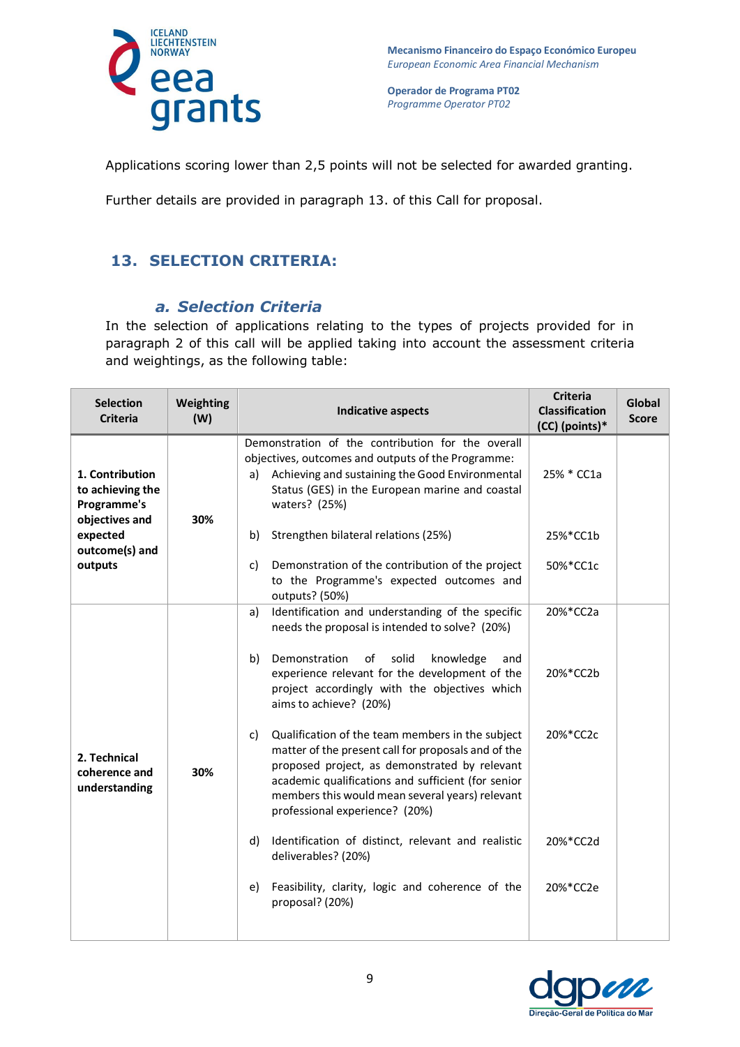Applications scoring lower than 2,5 points will not be selected for awarded granting.

Further details are provided in paragraph 13. of this Call for proposal.

## 13. SELECTION CRITERIA:

### *a. Selection Criteria*

In the selection of applications relating to the types of projects provided for in paragraph 2 of this call will be applied taking into account the assessment criteria and weightings, as the following table:

| Selection Criteria | Weighting (W) | Indicative aspects | Criteria Classification (CC) (points)* | Global Score |
|---|---|---|---|---|
| **1. Contribution to achieving the Programme's objectives and expected outcome(s) and outputs** | **30%** | Demonstration of the contribution for the overall objectives, outcomes and outputs of the Programme:<br>a) Achieving and sustaining the Good Environmental Status (GES) in the European marine and coastal waters? (25%) | 25% * CC1a | |
| | | b) Strengthen bilateral relations (25%) | 25%*CC1b | |
| | | c) Demonstration of the contribution of the project to the Programme's expected outcomes and outputs? (50%) | 50%*CC1c | |
| **2. Technical coherence and understanding** | **30%** | a) Identification and understanding of the specific needs the proposal is intended to solve? (20%) | 20%*CC2a | |
| | | b) Demonstration of solid knowledge and experience relevant for the development of the project accordingly with the objectives which aims to achieve? (20%) | 20%*CC2b | |
| | | c) Qualification of the team members in the subject matter of the present call for proposals and of the proposed project, as demonstrated by relevant academic qualifications and sufficient (for senior members this would mean several years) relevant professional experience? (20%) | 20%*CC2c | |
| | | d) Identification of distinct, relevant and realistic deliverables? (20%) | 20%*CC2d | |
| | | e) Feasibility, clarity, logic and coherence of the proposal? (20%) | 20%*CC2e | |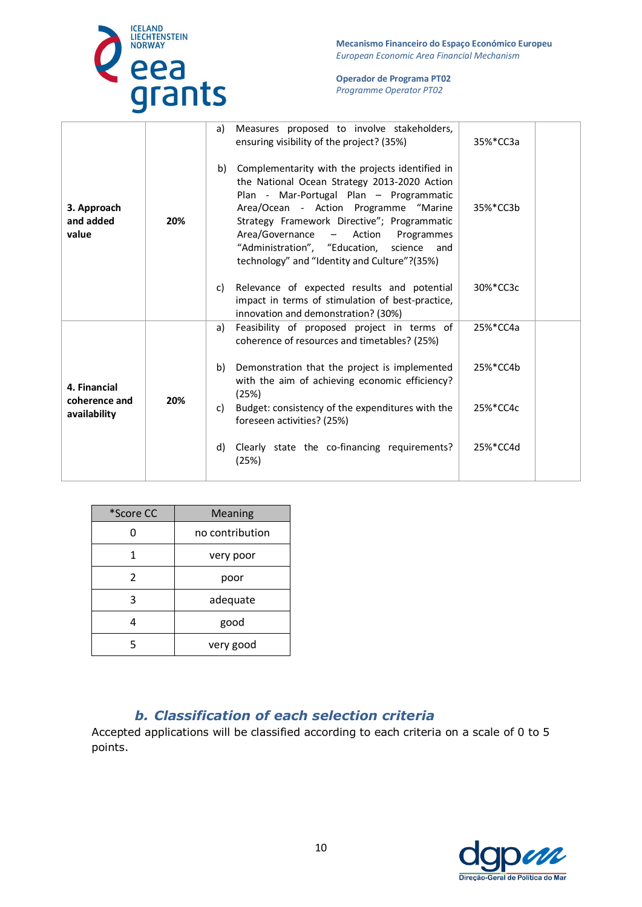| | | | | |
|---|---|---|---|---|
| **3. Approach and added value** | **20%** | a) Measures proposed to involve stakeholders, ensuring visibility of the project? (35%) | 35%*CC3a | |
| | | b) Complementarity with the projects identified in the National Ocean Strategy 2013-2020 Action Plan - Mar-Portugal Plan – Programmatic Area/Ocean - Action Programme "Marine Strategy Framework Directive"; Programmatic Area/Governance – Action Programmes "Administration", "Education, science and technology" and "Identity and Culture"?(35%) | 35%*CC3b | |
| | | c) Relevance of expected results and potential impact in terms of stimulation of best-practice, innovation and demonstration? (30%) | 30%*CC3c | |
| **4. Financial coherence and availability** | **20%** | a) Feasibility of proposed project in terms of coherence of resources and timetables? (25%) | 25%*CC4a | |
| | | b) Demonstration that the project is implemented with the aim of achieving economic efficiency? (25%) | 25%*CC4b | |
| | | c) Budget: consistency of the expenditures with the foreseen activities? (25%) | 25%*CC4c | |
| | | d) Clearly state the co-financing requirements? (25%) | 25%*CC4d | |

| *Score CC | Meaning |
|---|---|
| 0 | no contribution |
| 1 | very poor |
| 2 | poor |
| 3 | adequate |
| 4 | good |
| 5 | very good |

### *b. Classification of each selection criteria*

Accepted applications will be classified according to each criteria on a scale of 0 to 5 points.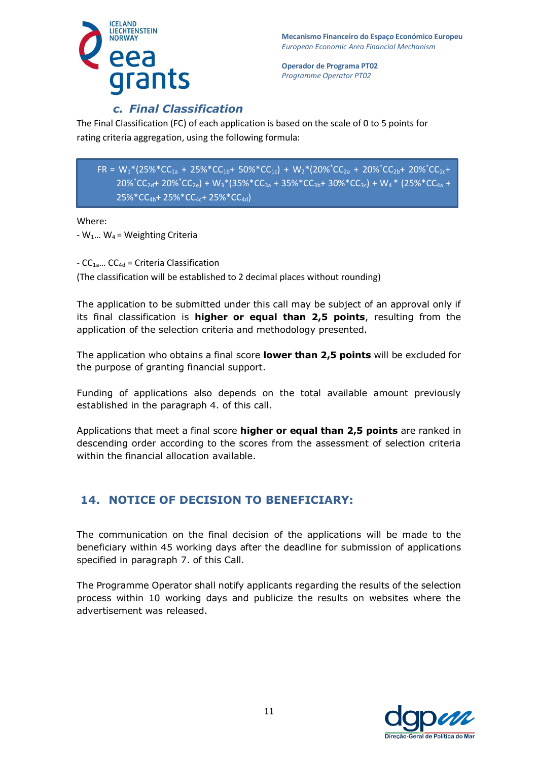### c. Final Classification

The Final Classification (FC) of each application is based on the scale of 0 to 5 points for rating criteria aggregation, using the following formula:

$$FR = W_1*(25\%*CC_{1a} + 25\%*CC_{1b} + 50\%*CC_{1c}) + W_2*(20\%*CC_{2a} + 20\%*CC_{2b} + 20\%*CC_{2c} + 20\%*CC_{2d} + 20\%*CC_{2e}) + W_3*(35\%*CC_{3a} + 35\%*CC_{3b} + 30\%*CC_{3c}) + W_4*(25\%*CC_{4a} + 25\%*CC_{4b} + 25\%*CC_{4c} + 25\%*CC_{4d})$$

Where:

- $W_1 \ldots W_4$ = Weighting Criteria

- $CC_{1a} \ldots CC_{4d}$ = Criteria Classification

(The classification will be established to 2 decimal places without rounding)

The application to be submitted under this call may be subject of an approval only if its final classification is **higher or equal than 2,5 points**, resulting from the application of the selection criteria and methodology presented.

The application who obtains a final score **lower than 2,5 points** will be excluded for the purpose of granting financial support.

Funding of applications also depends on the total available amount previously established in the paragraph 4. of this call.

Applications that meet a final score **higher or equal than 2,5 points** are ranked in descending order according to the scores from the assessment of selection criteria within the financial allocation available.

## 14. NOTICE OF DECISION TO BENEFICIARY:

The communication on the final decision of the applications will be made to the beneficiary within 45 working days after the deadline for submission of applications specified in paragraph 7. of this Call.

The Programme Operator shall notify applicants regarding the results of the selection process within 10 working days and publicize the results on websites where the advertisement was released.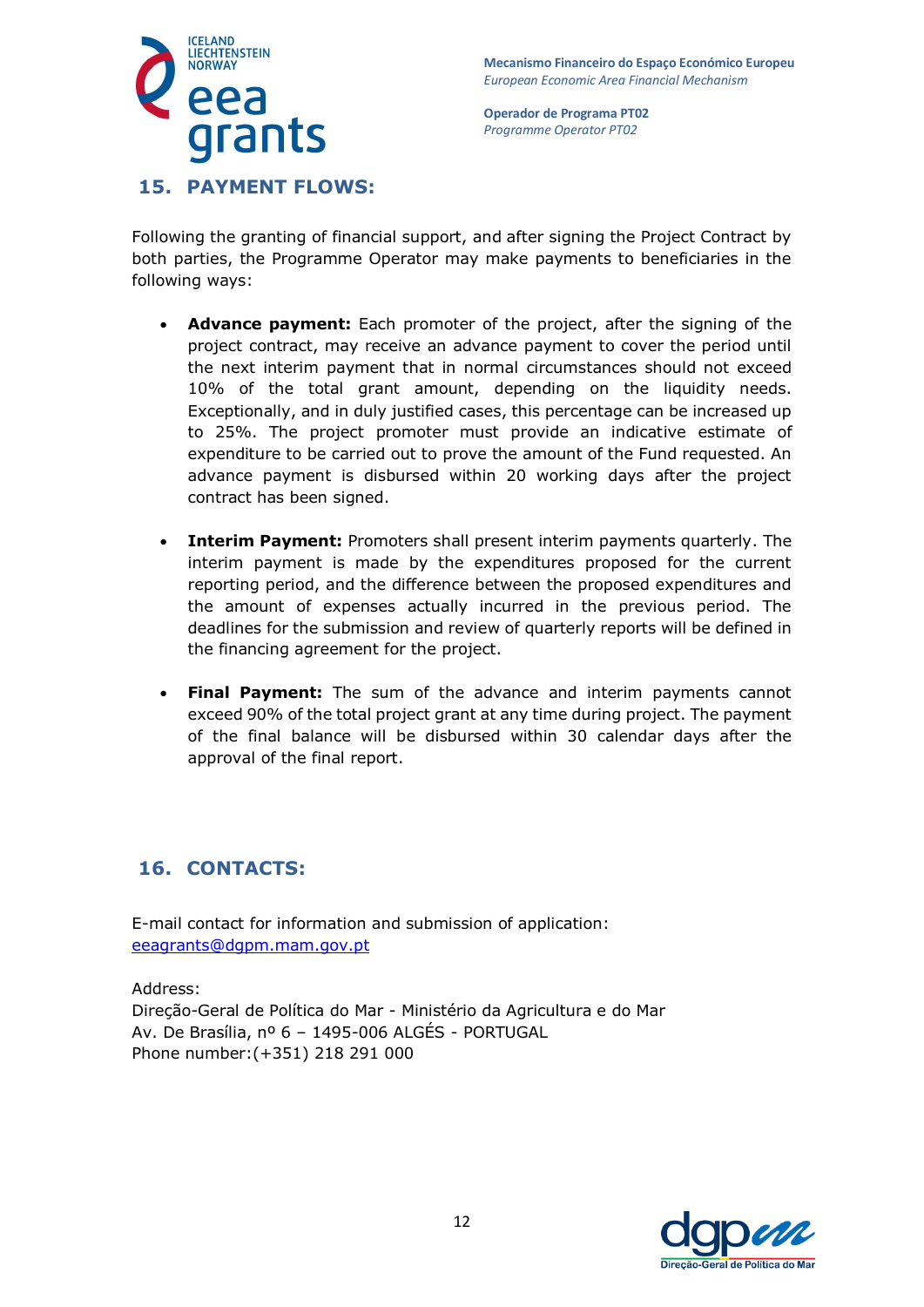## 15. PAYMENT FLOWS:

Following the granting of financial support, and after signing the Project Contract by both parties, the Programme Operator may make payments to beneficiaries in the following ways:

- **Advance payment:** Each promoter of the project, after the signing of the project contract, may receive an advance payment to cover the period until the next interim payment that in normal circumstances should not exceed 10% of the total grant amount, depending on the liquidity needs. Exceptionally, and in duly justified cases, this percentage can be increased up to 25%. The project promoter must provide an indicative estimate of expenditure to be carried out to prove the amount of the Fund requested. An advance payment is disbursed within 20 working days after the project contract has been signed.

- **Interim Payment:** Promoters shall present interim payments quarterly. The interim payment is made by the expenditures proposed for the current reporting period, and the difference between the proposed expenditures and the amount of expenses actually incurred in the previous period. The deadlines for the submission and review of quarterly reports will be defined in the financing agreement for the project.

- **Final Payment:** The sum of the advance and interim payments cannot exceed 90% of the total project grant at any time during project. The payment of the final balance will be disbursed within 30 calendar days after the approval of the final report.

## 16. CONTACTS:

E-mail contact for information and submission of application:
eeagrants@dgpm.mam.gov.pt

Address:
Direção-Geral de Política do Mar - Ministério da Agricultura e do Mar
Av. De Brasília, nº 6 – 1495-006 ALGÉS - PORTUGAL
Phone number:(+351) 218 291 000